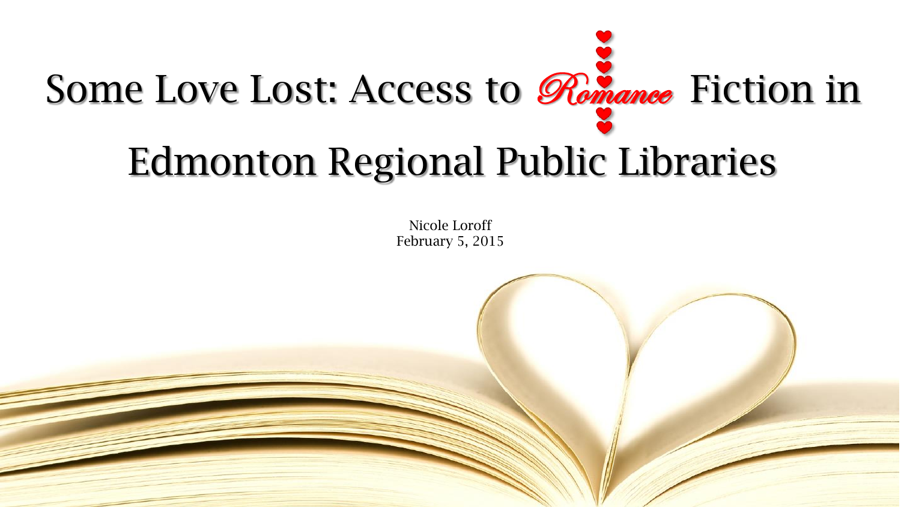# Some Love Lost: Access to *Romance* Fiction in Edmonton Regional Public Libraries

Nicole Loroff
February 5, 2015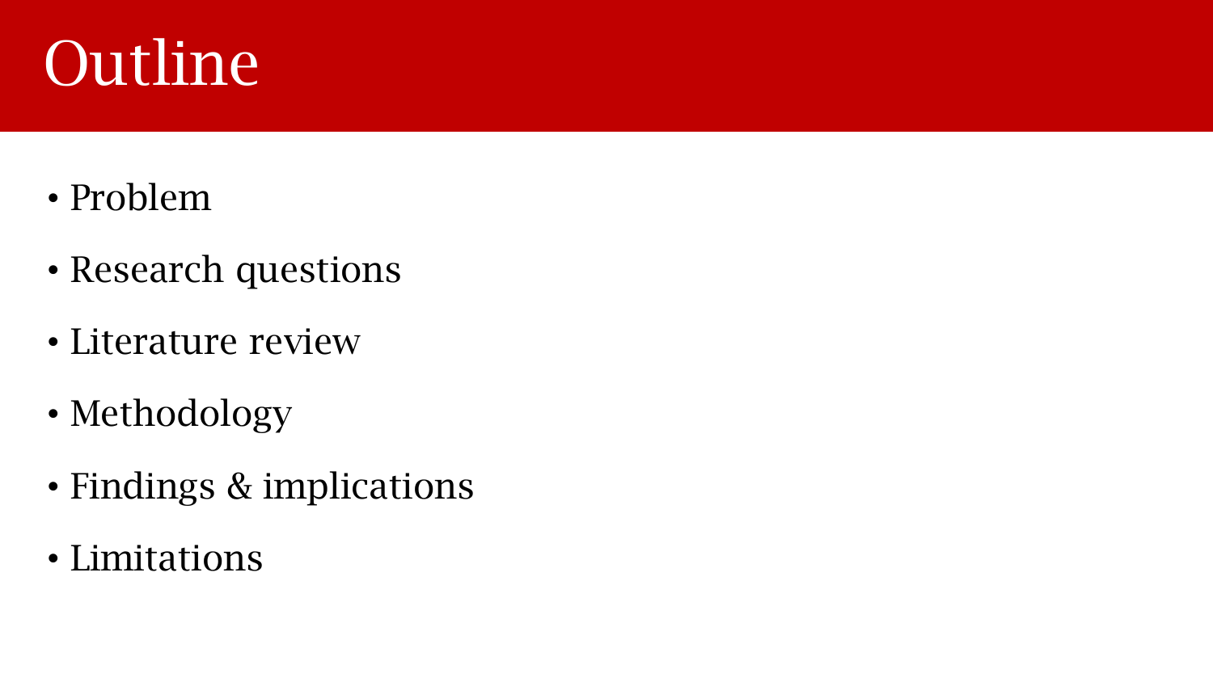# Outline

- Problem
- Research questions
- Literature review
- Methodology
- Findings & implications
- Limitations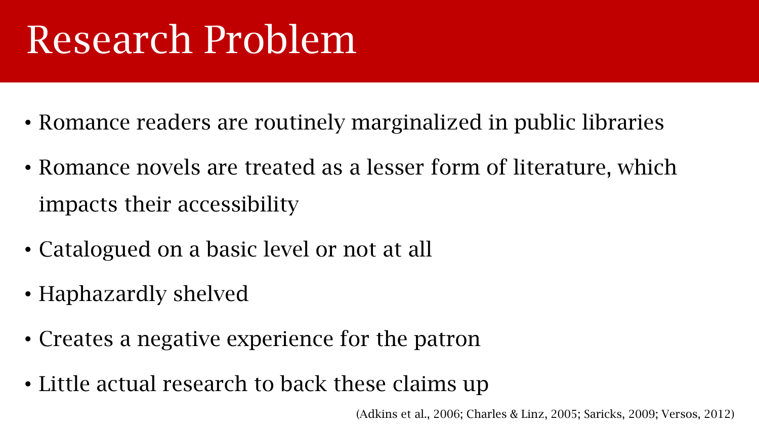# Research Problem

- Romance readers are routinely marginalized in public libraries
- Romance novels are treated as a lesser form of literature, which impacts their accessibility
- Catalogued on a basic level or not at all
- Haphazardly shelved
- Creates a negative experience for the patron
- Little actual research to back these claims up

(Adkins et al., 2006; Charles & Linz, 2005; Saricks, 2009; Versos, 2012)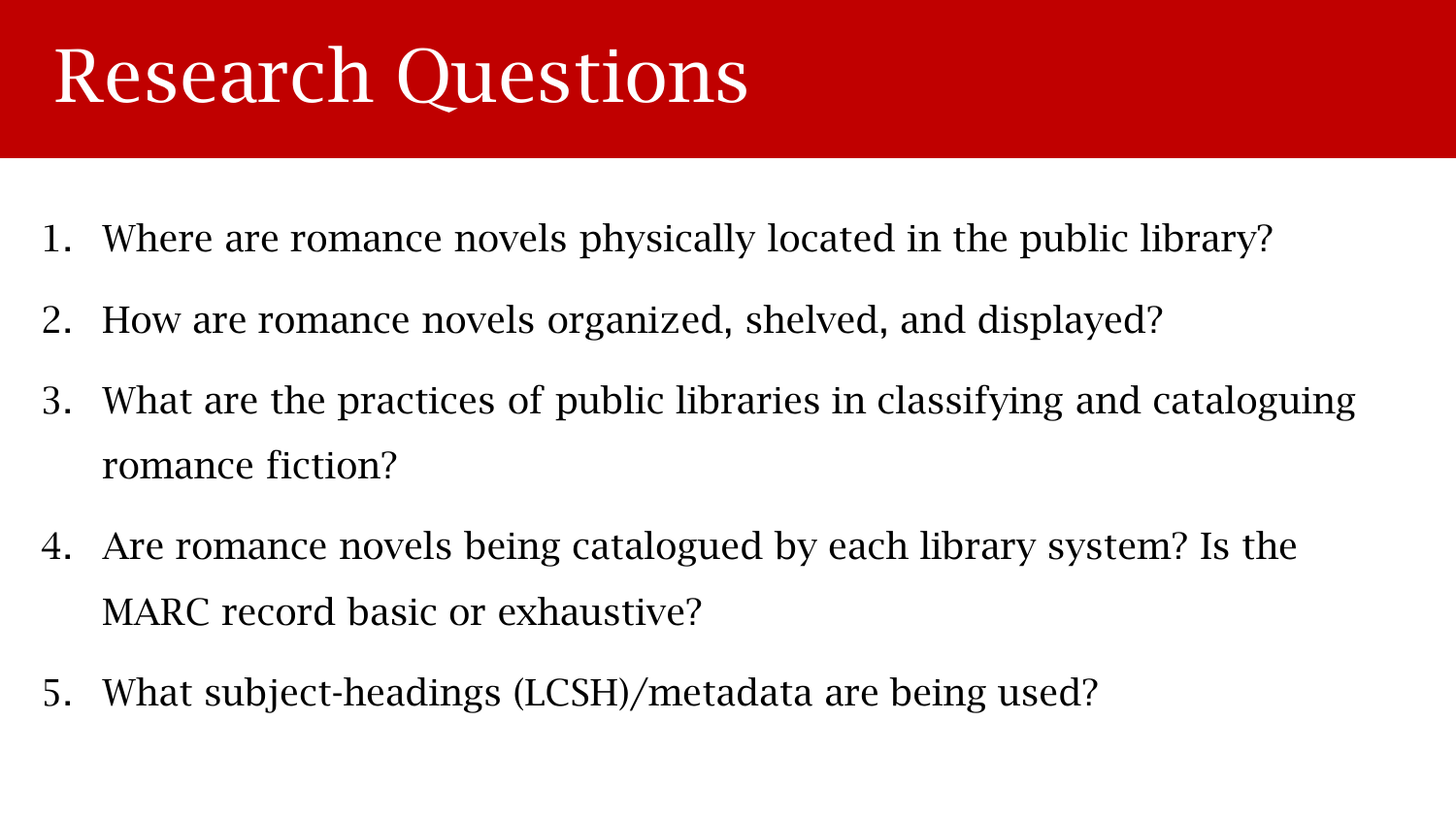# Research Questions

1. Where are romance novels physically located in the public library?
2. How are romance novels organized, shelved, and displayed?
3. What are the practices of public libraries in classifying and cataloguing romance fiction?
4. Are romance novels being catalogued by each library system? Is the MARC record basic or exhaustive?
5. What subject-headings (LCSH)/metadata are being used?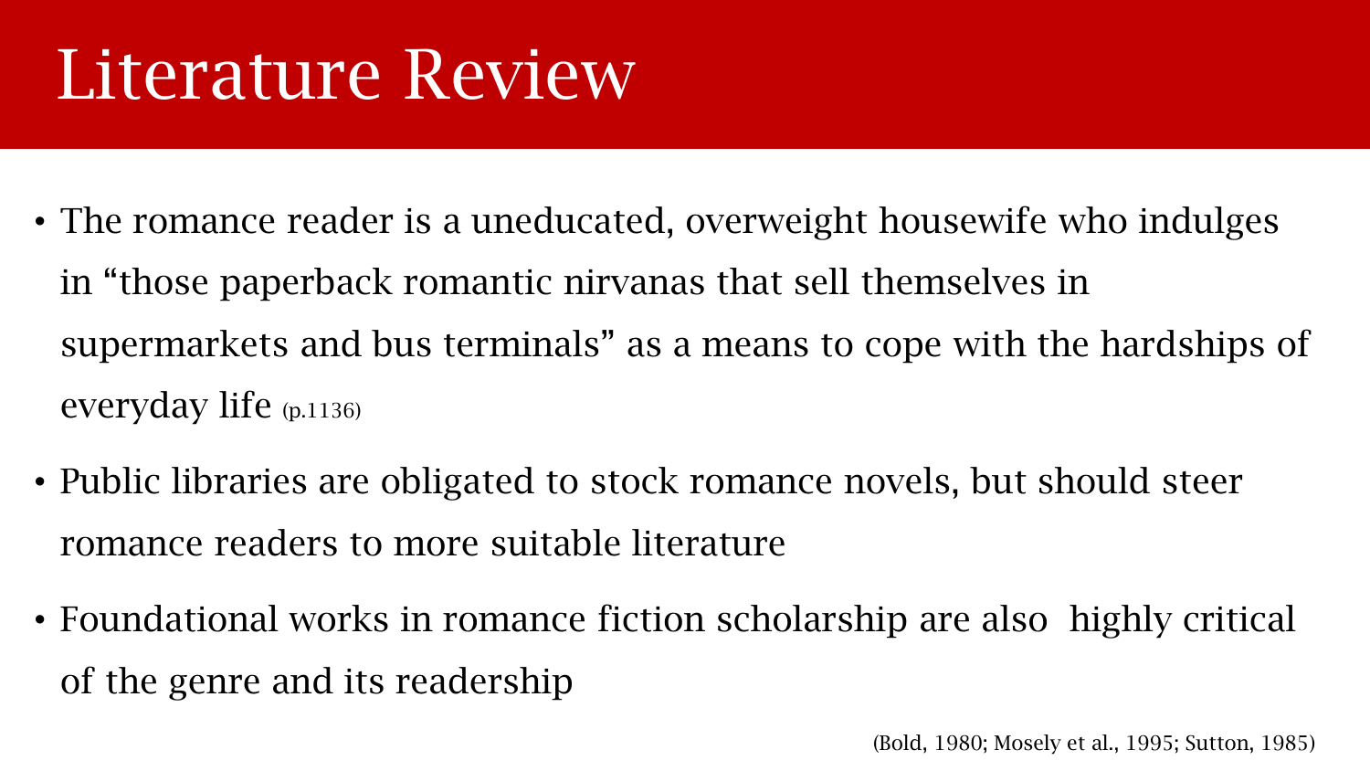# Literature Review

- The romance reader is a uneducated, overweight housewife who indulges in "those paperback romantic nirvanas that sell themselves in supermarkets and bus terminals" as a means to cope with the hardships of everyday life (p.1136)
- Public libraries are obligated to stock romance novels, but should steer romance readers to more suitable literature
- Foundational works in romance fiction scholarship are also highly critical of the genre and its readership

(Bold, 1980; Mosely et al., 1995; Sutton, 1985)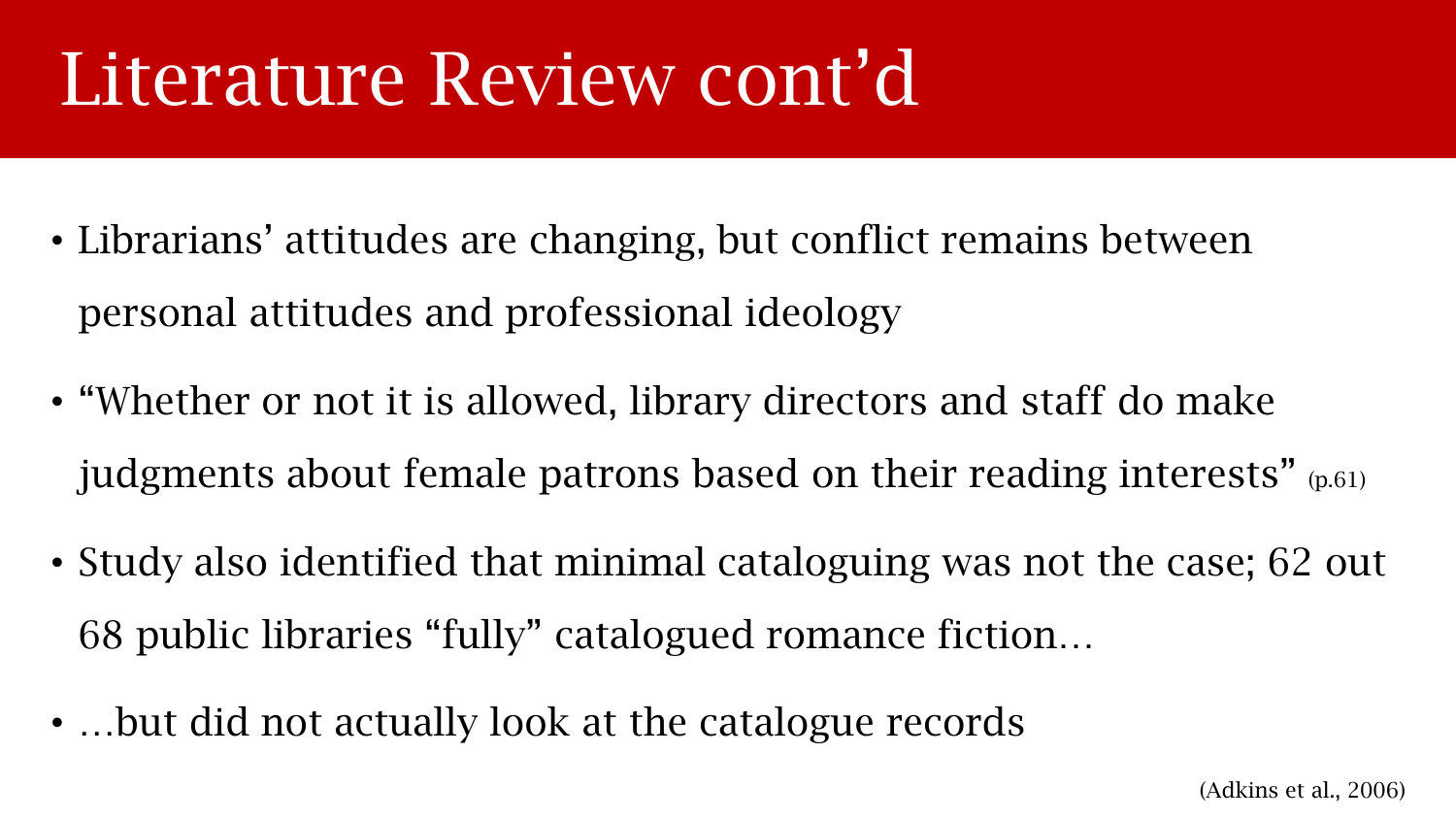# Literature Review cont'd

- Librarians' attitudes are changing, but conflict remains between personal attitudes and professional ideology
- "Whether or not it is allowed, library directors and staff do make judgments about female patrons based on their reading interests" (p.61)
- Study also identified that minimal cataloguing was not the case; 62 out 68 public libraries "fully" catalogued romance fiction…
- …but did not actually look at the catalogue records

(Adkins et al., 2006)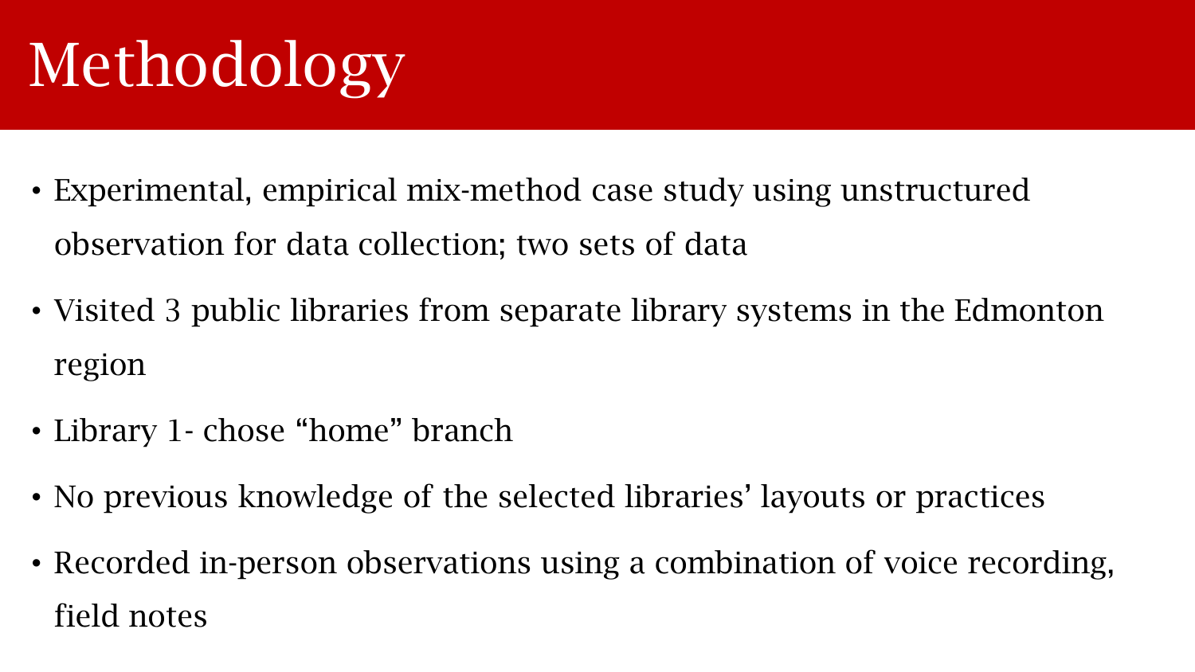# Methodology

- Experimental, empirical mix-method case study using unstructured observation for data collection; two sets of data
- Visited 3 public libraries from separate library systems in the Edmonton region
- Library 1- chose “home” branch
- No previous knowledge of the selected libraries’ layouts or practices
- Recorded in-person observations using a combination of voice recording, field notes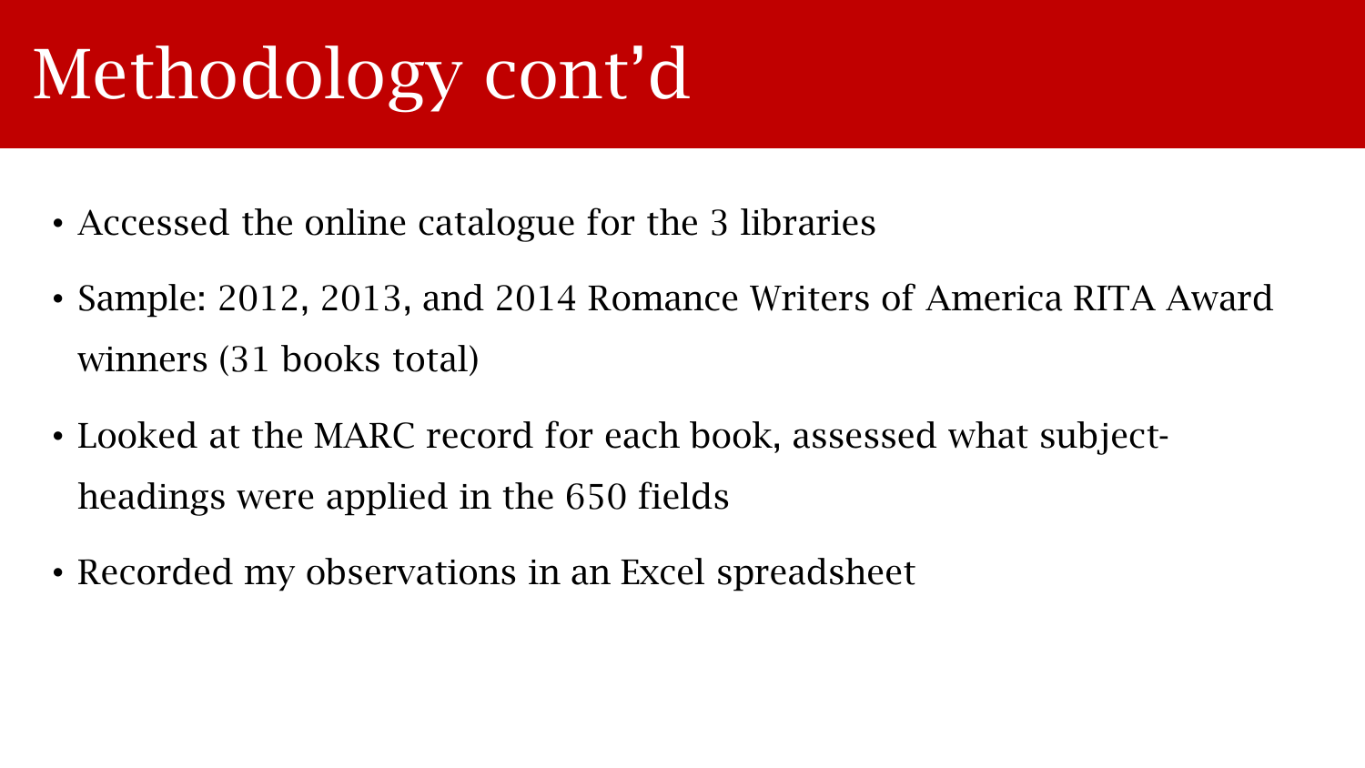# Methodology cont'd

- Accessed the online catalogue for the 3 libraries
- Sample: 2012, 2013, and 2014 Romance Writers of America RITA Award winners (31 books total)
- Looked at the MARC record for each book, assessed what subject-headings were applied in the 650 fields
- Recorded my observations in an Excel spreadsheet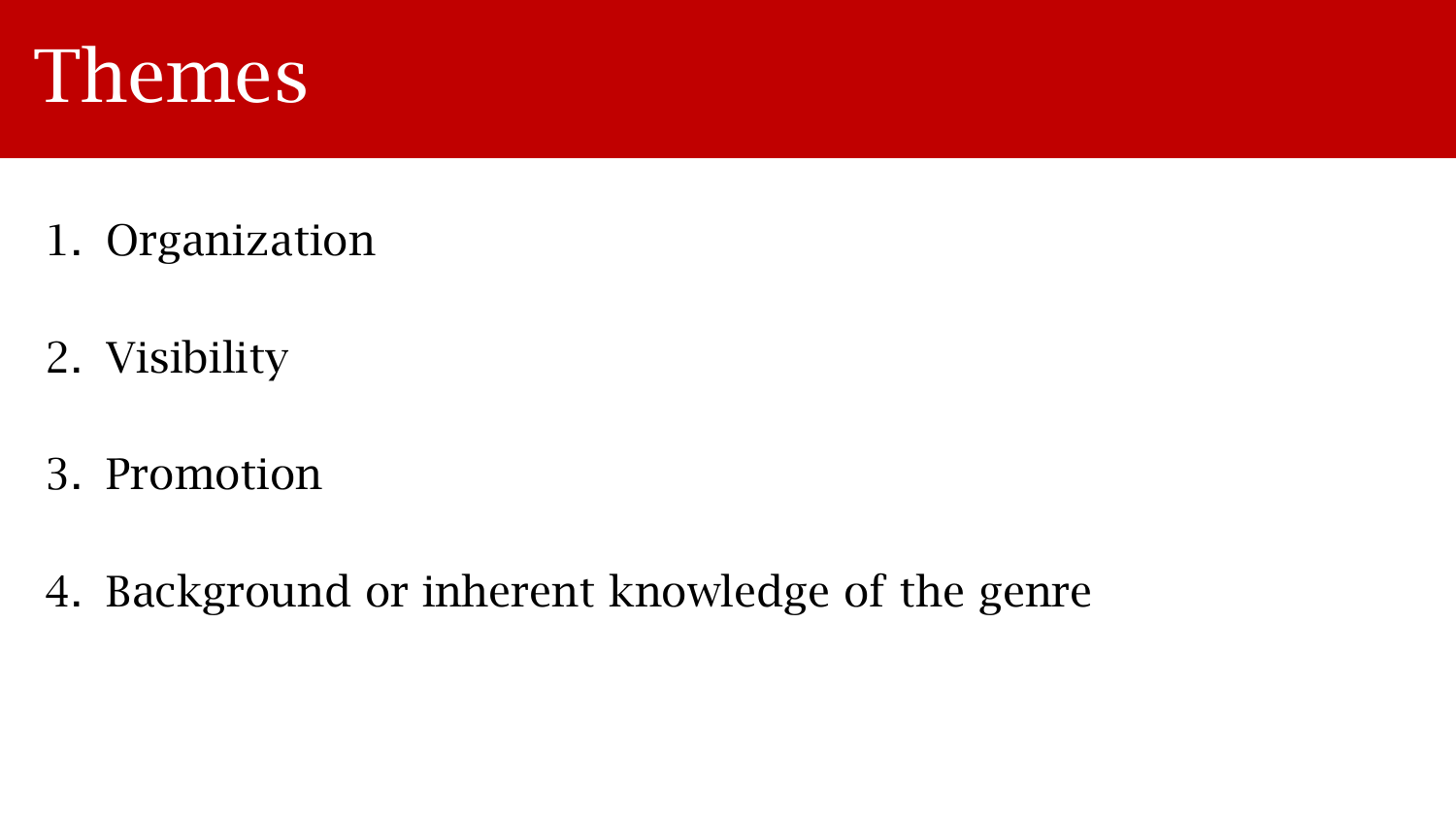# Themes

1. Organization

2. Visibility

3. Promotion

4. Background or inherent knowledge of the genre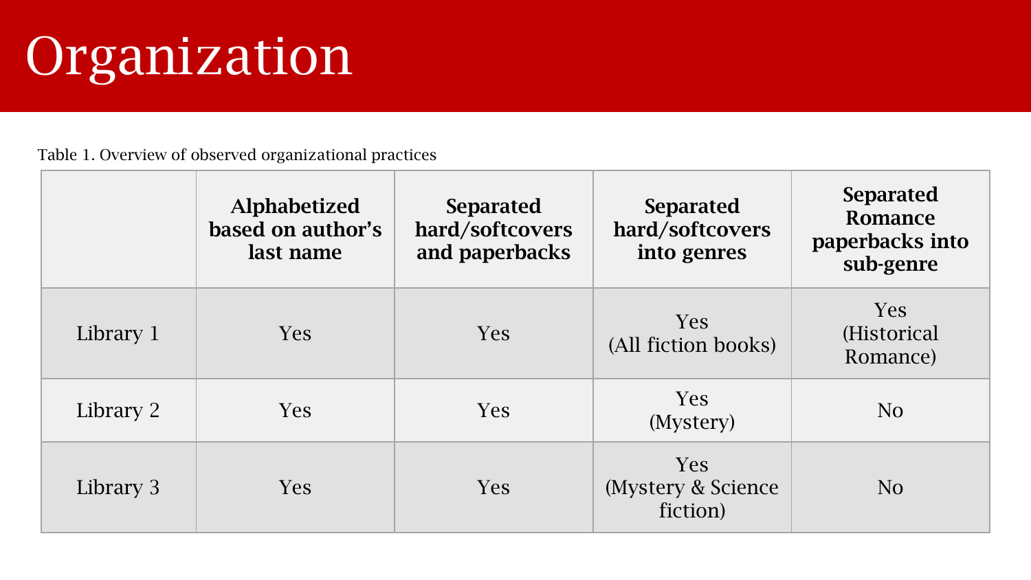# Organization

Table 1. Overview of observed organizational practices

| | Alphabetized based on author's last name | Separated hard/softcovers and paperbacks | Separated hard/softcovers into genres | Separated Romance paperbacks into sub-genre |
|---|---|---|---|---|
| Library 1 | Yes | Yes | Yes (All fiction books) | Yes (Historical Romance) |
| Library 2 | Yes | Yes | Yes (Mystery) | No |
| Library 3 | Yes | Yes | Yes (Mystery & Science fiction) | No |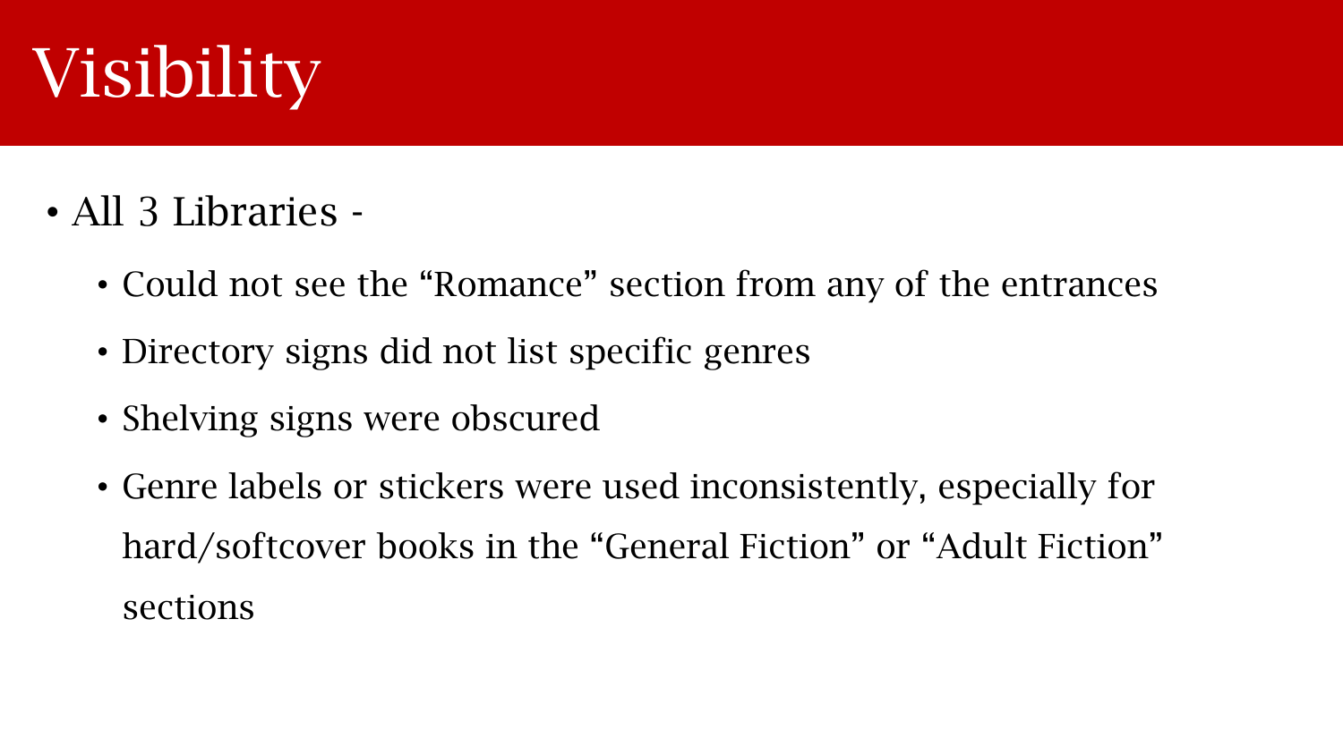# Visibility

- All 3 Libraries -
  - Could not see the “Romance” section from any of the entrances
  - Directory signs did not list specific genres
  - Shelving signs were obscured
  - Genre labels or stickers were used inconsistently, especially for hard/softcover books in the “General Fiction” or “Adult Fiction” sections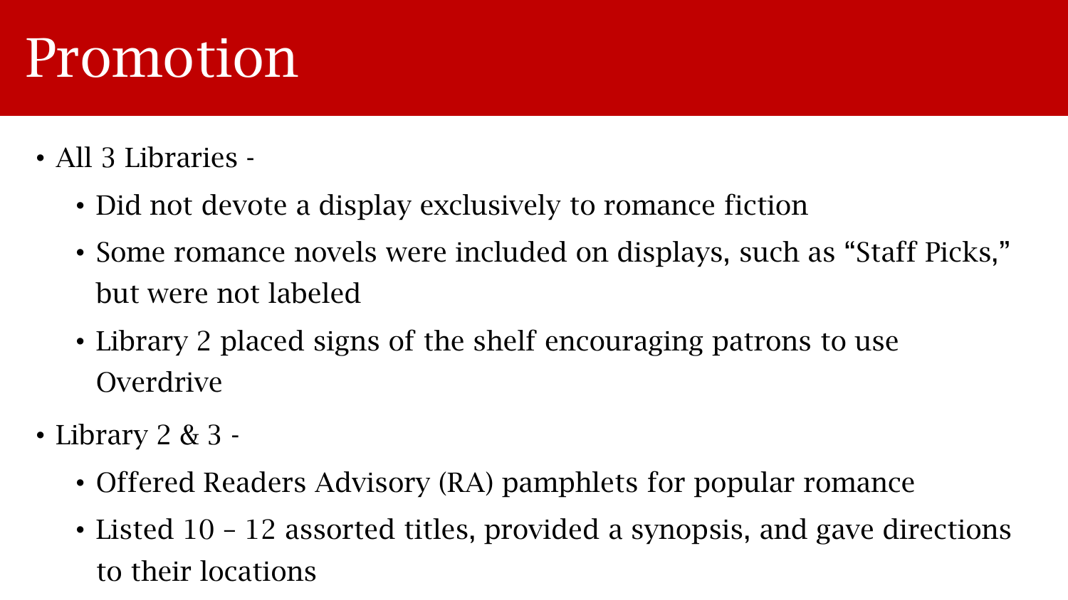# Promotion

- All 3 Libraries -
  - Did not devote a display exclusively to romance fiction
  - Some romance novels were included on displays, such as "Staff Picks," but were not labeled
  - Library 2 placed signs of the shelf encouraging patrons to use Overdrive
- Library 2 & 3 -
  - Offered Readers Advisory (RA) pamphlets for popular romance
  - Listed 10 – 12 assorted titles, provided a synopsis, and gave directions to their locations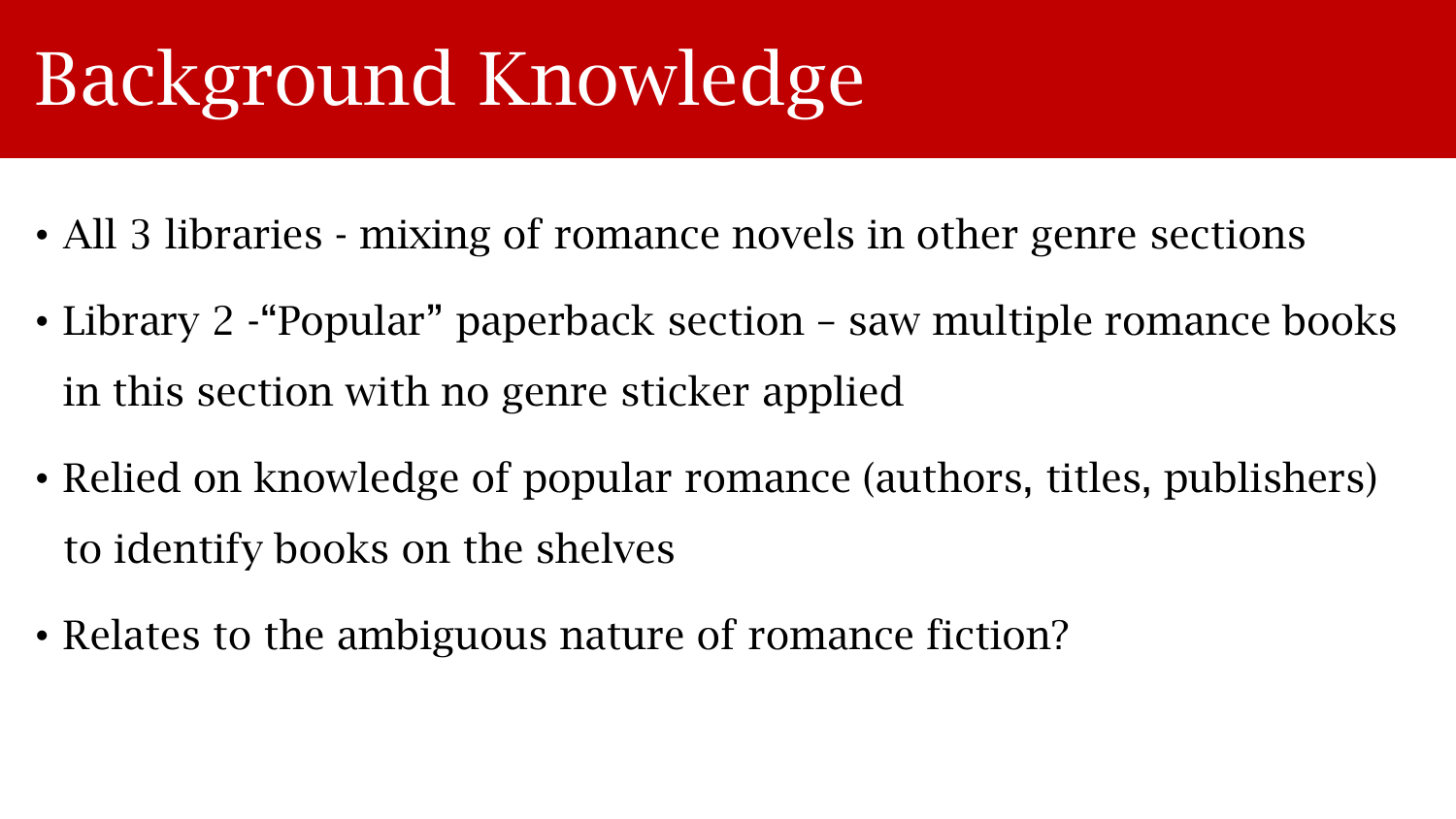# Background Knowledge

- All 3 libraries - mixing of romance novels in other genre sections
- Library 2 -“Popular” paperback section – saw multiple romance books in this section with no genre sticker applied
- Relied on knowledge of popular romance (authors, titles, publishers) to identify books on the shelves
- Relates to the ambiguous nature of romance fiction?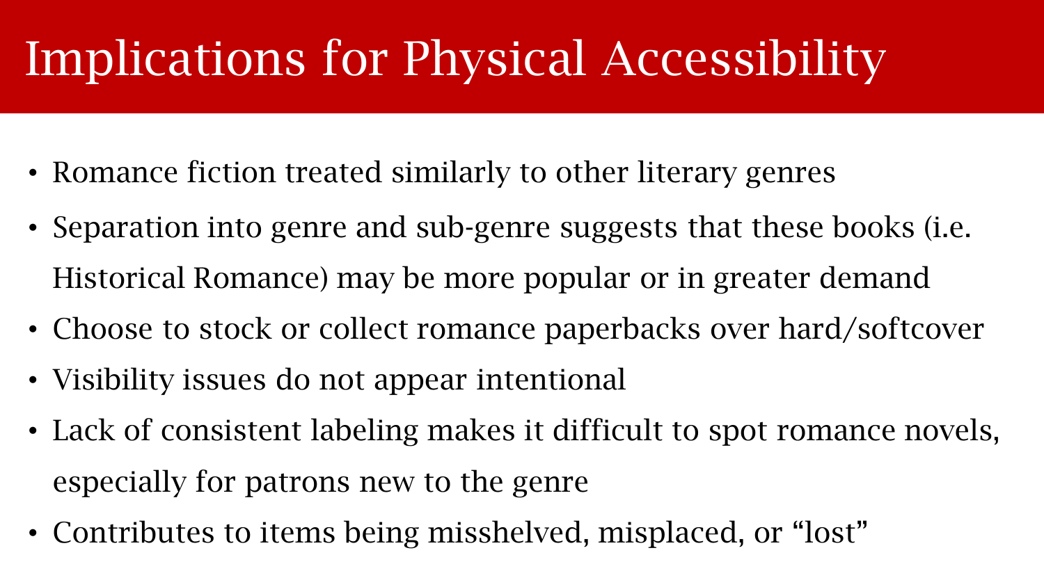# Implications for Physical Accessibility

- Romance fiction treated similarly to other literary genres
- Separation into genre and sub-genre suggests that these books (i.e. Historical Romance) may be more popular or in greater demand
- Choose to stock or collect romance paperbacks over hard/softcover
- Visibility issues do not appear intentional
- Lack of consistent labeling makes it difficult to spot romance novels, especially for patrons new to the genre
- Contributes to items being misshelved, misplaced, or "lost"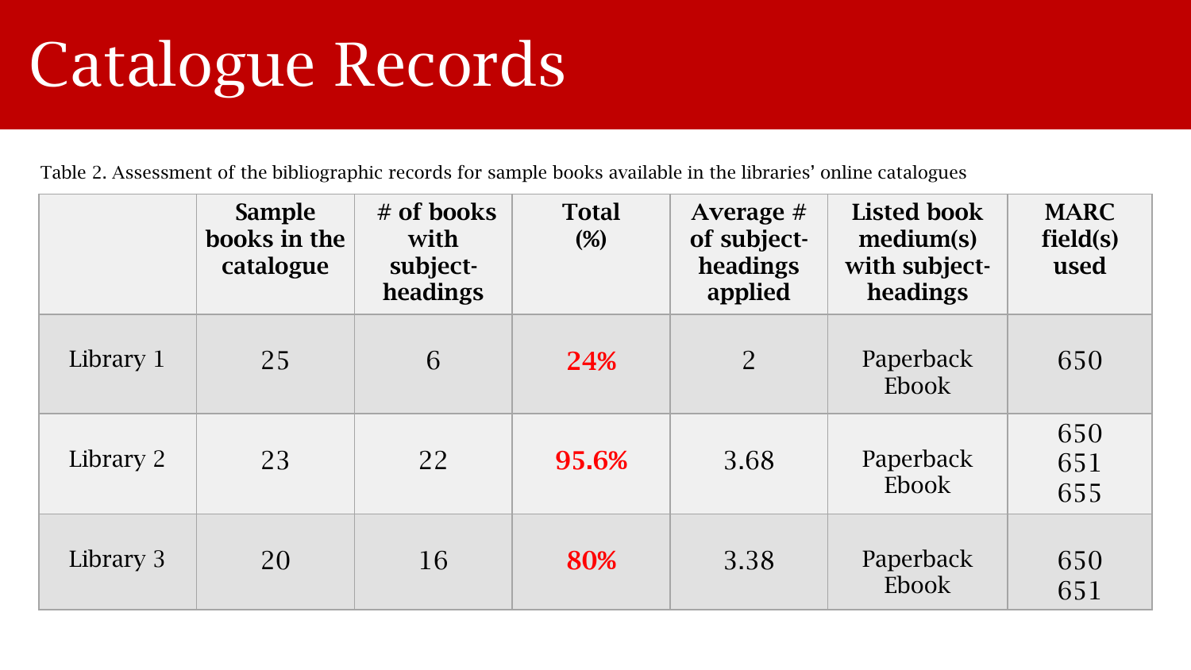# Catalogue Records

Table 2. Assessment of the bibliographic records for sample books available in the libraries' online catalogues

| | Sample books in the catalogue | # of books with subject-headings | Total (%) | Average # of subject-headings applied | Listed book medium(s) with subject-headings | MARC field(s) used |
|---|---|---|---|---|---|---|
| Library 1 | 25 | 6 | **24%** | 2 | Paperback Ebook | 650 |
| Library 2 | 23 | 22 | **95.6%** | 3.68 | Paperback Ebook | 650 651 655 |
| Library 3 | 20 | 16 | **80%** | 3.38 | Paperback Ebook | 650 651 |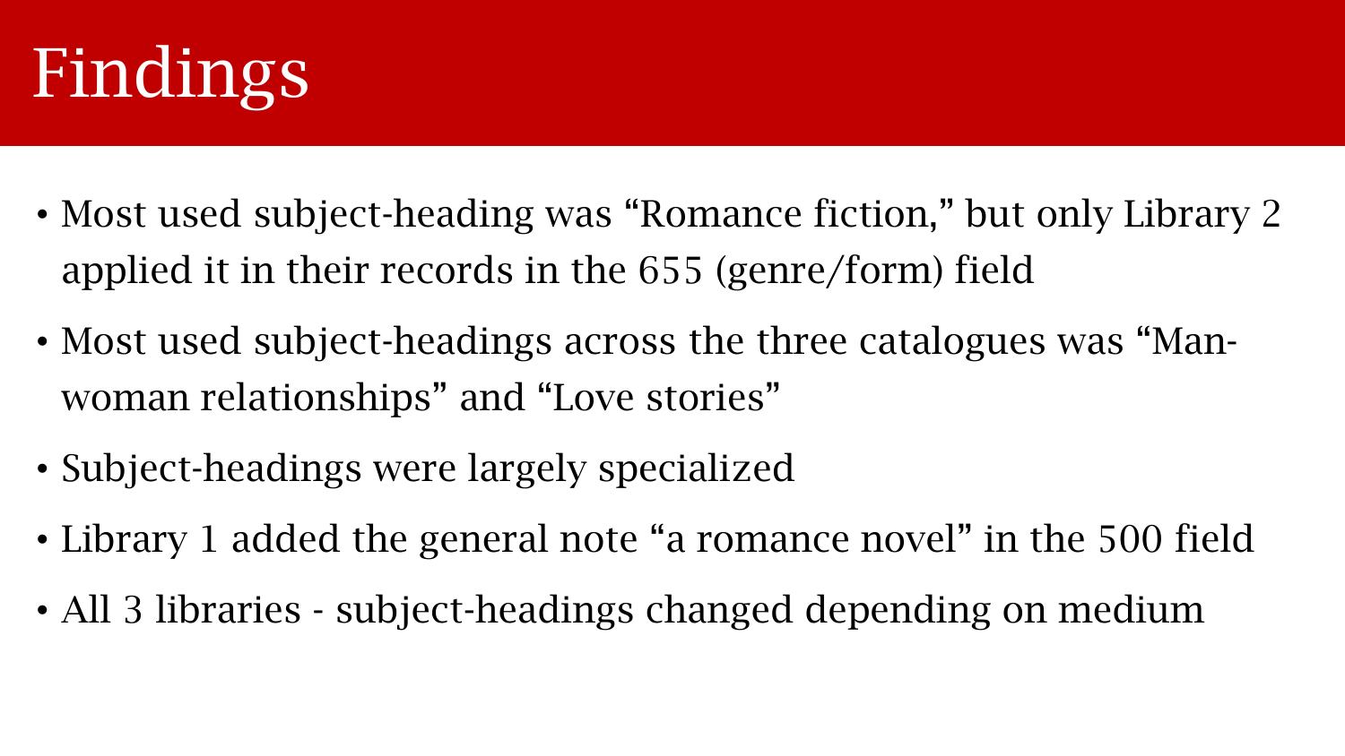# Findings

- Most used subject-heading was "Romance fiction," but only Library 2 applied it in their records in the 655 (genre/form) field
- Most used subject-headings across the three catalogues was "Man-woman relationships" and "Love stories"
- Subject-headings were largely specialized
- Library 1 added the general note "a romance novel" in the 500 field
- All 3 libraries - subject-headings changed depending on medium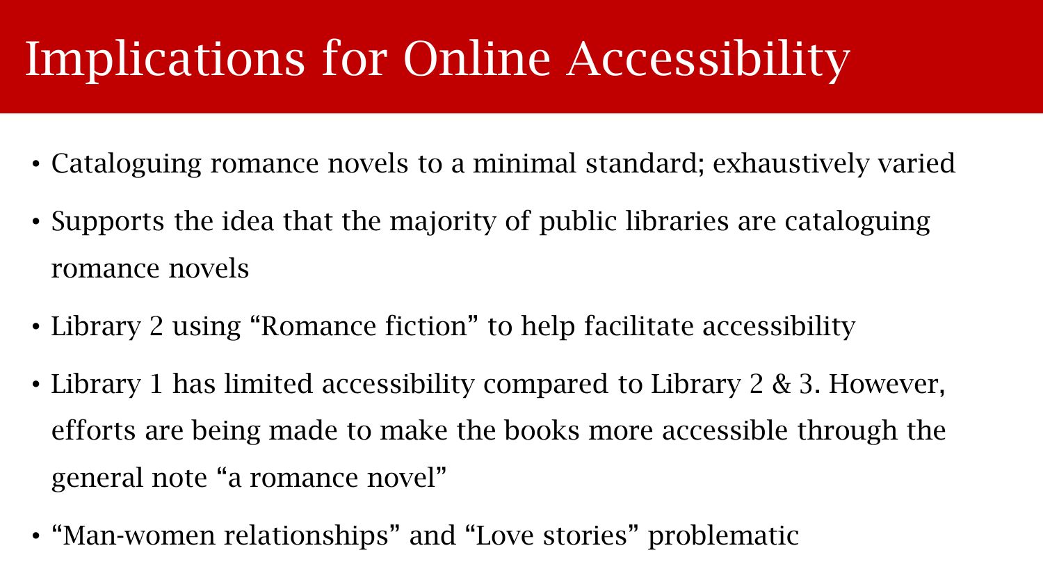# Implications for Online Accessibility

- Cataloguing romance novels to a minimal standard; exhaustively varied
- Supports the idea that the majority of public libraries are cataloguing romance novels
- Library 2 using "Romance fiction" to help facilitate accessibility
- Library 1 has limited accessibility compared to Library 2 & 3. However, efforts are being made to make the books more accessible through the general note "a romance novel"
- "Man-women relationships" and "Love stories" problematic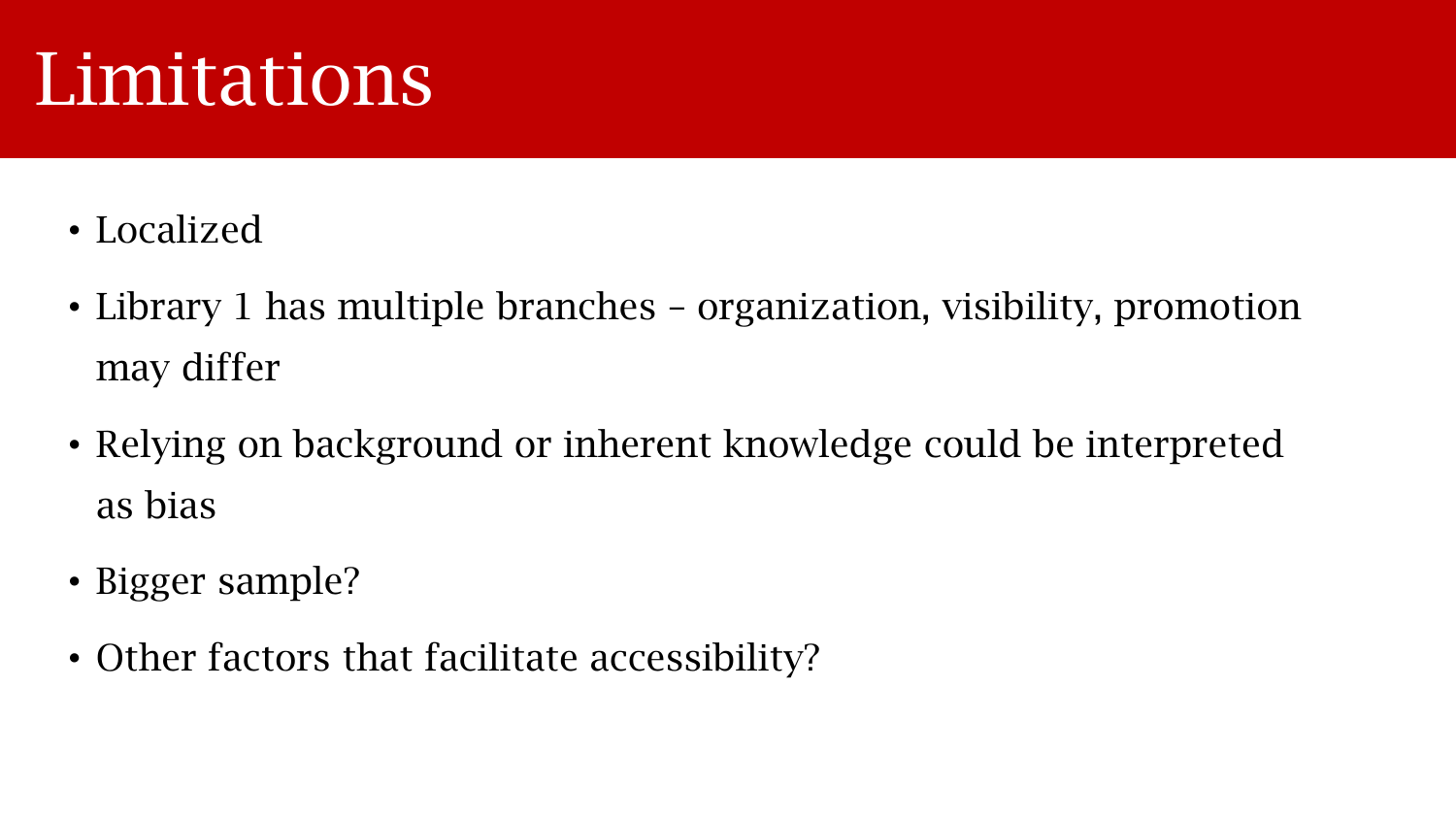# Limitations

- Localized
- Library 1 has multiple branches – organization, visibility, promotion may differ
- Relying on background or inherent knowledge could be interpreted as bias
- Bigger sample?
- Other factors that facilitate accessibility?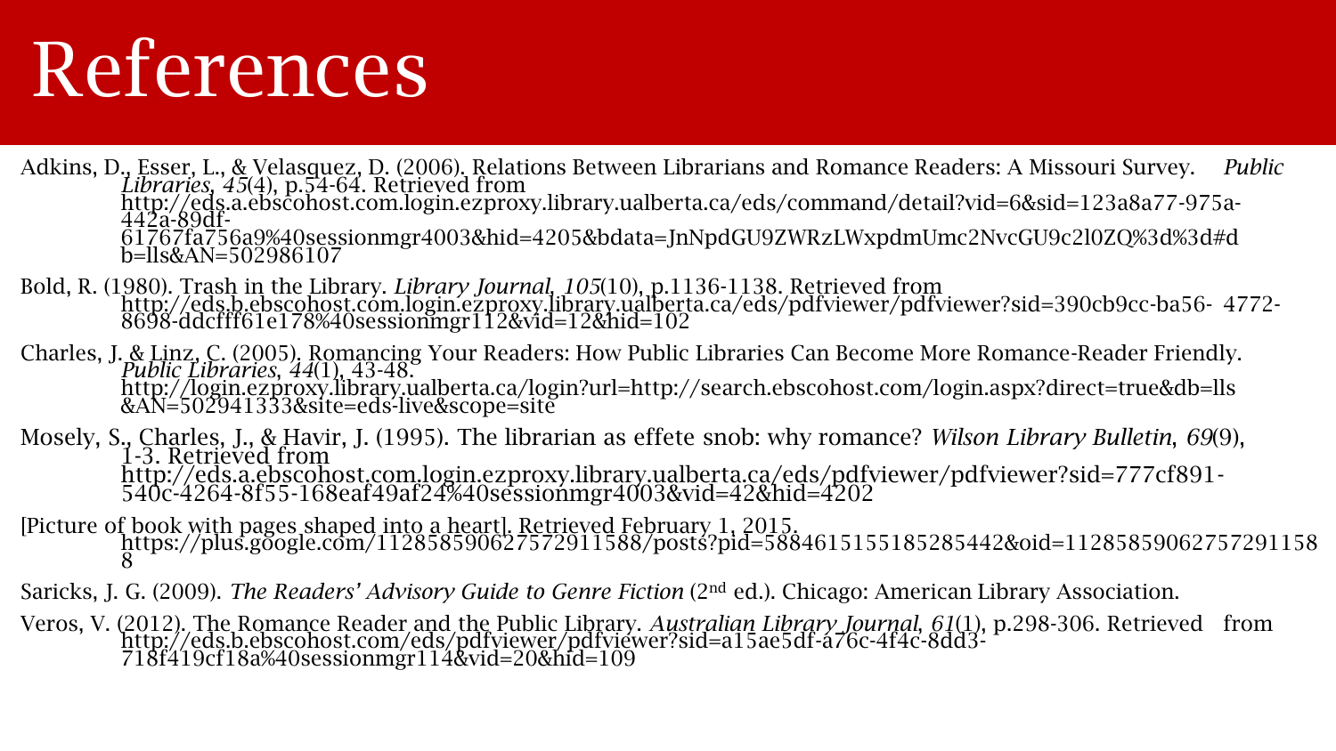# References

Adkins, D., Esser, L., & Velasquez, D. (2006). Relations Between Librarians and Romance Readers: A Missouri Survey. *Public Libraries, 45*(4), p.54-64. Retrieved from http://eds.a.ebscohost.com.login.ezproxy.library.ualberta.ca/eds/command/detail?vid=6&sid=123a8a77-975a-442a-89df-61767fa756a9%40sessionmgr4003&hid=4205&bdata=JnNpdGU9ZWRzLWxpdmUmc2NvcGU9c2l0ZQ%3d%3d#db=lls&AN=502986107

Bold, R. (1980). Trash in the Library. *Library Journal, 105*(10), p.1136-1138. Retrieved from http://eds.b.ebscohost.com.login.ezproxy.library.ualberta.ca/eds/pdfviewer/pdfviewer?sid=390cb9cc-ba56- 4772-8698-ddcfff61e178%40sessionmgr112&vid=12&hid=102

Charles, J. & Linz, C. (2005). Romancing Your Readers: How Public Libraries Can Become More Romance-Reader Friendly. *Public Libraries*, *44*(1), 43-48. http://login.ezproxy.library.ualberta.ca/login?url=http://search.ebscohost.com/login.aspx?direct=true&db=lls&AN=502941333&site=eds-live&scope=site

Mosely, S., Charles, J., & Havir, J. (1995). The librarian as effete snob: why romance? *Wilson Library Bulletin*, *69*(9), 1-3. Retrieved from http://eds.a.ebscohost.com.login.ezproxy.library.ualberta.ca/eds/pdfviewer/pdfviewer?sid=777cf891-540c-4264-8f55-168eaf49af24%40sessionmgr4003&vid=42&hid=4202

[Picture of book with pages shaped into a heart]. Retrieved February 1, 2015. https://plus.google.com/112858590627572911588/posts?pid=5884615155185285442&oid=112858590627572911588

Saricks, J. G. (2009). *The Readers' Advisory Guide to Genre Fiction* (2nd ed.). Chicago: American Library Association.

Veros, V. (2012). The Romance Reader and the Public Library. *Australian Library Journal, 61*(1), p.298-306. Retrieved from http://eds.b.ebscohost.com/eds/pdfviewer/pdfviewer?sid=a15ae5df-a76c-4f4c-8dd3-718f419cf18a%40sessionmgr114&vid=20&hid=109